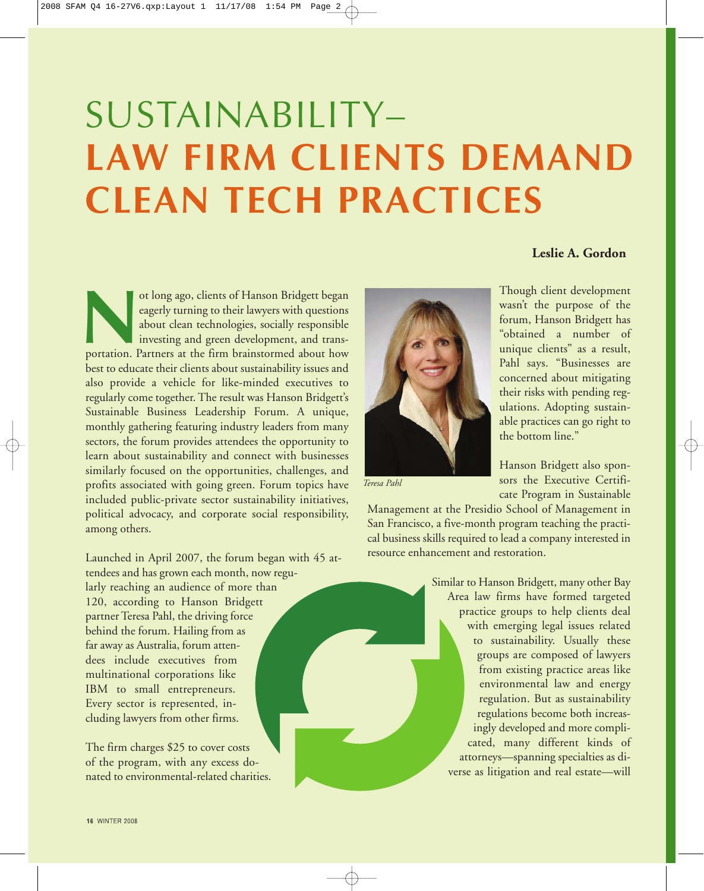# SUSTAINABILITY– LAW FIRM CLIENTS DEMAND CLEAN TECH PRACTICES

**Leslie A. Gordon**

Not long ago, clients of Hanson Bridgett began eagerly turning to their lawyers with questions about clean technologies, socially responsible investing and green development, and transportation. Partners at the firm brainstormed about how best to educate their clients about sustainability issues and also provide a vehicle for like-minded executives to regularly come together. The result was Hanson Bridgett's Sustainable Business Leadership Forum. A unique, monthly gathering featuring industry leaders from many sectors, the forum provides attendees the opportunity to learn about sustainability and connect with businesses similarly focused on the opportunities, challenges, and profits associated with going green. Forum topics have included public-private sector sustainability initiatives, political advocacy, and corporate social responsibility, among others.

Launched in April 2007, the forum began with 45 attendees and has grown each month, now regularly reaching an audience of more than 120, according to Hanson Bridgett partner Teresa Pahl, the driving force behind the forum. Hailing from as far away as Australia, forum attendees include executives from multinational corporations like IBM to small entrepreneurs. Every sector is represented, including lawyers from other firms.

The firm charges $25 to cover costs of the program, with any excess donated to environmental-related charities.

*Teresa Pahl*

Though client development wasn't the purpose of the forum, Hanson Bridgett has "obtained a number of unique clients" as a result, Pahl says. "Businesses are concerned about mitigating their risks with pending regulations. Adopting sustainable practices can go right to the bottom line."

Hanson Bridgett also sponsors the Executive Certificate Program in Sustainable Management at the Presidio School of Management in San Francisco, a five-month program teaching the practical business skills required to lead a company interested in resource enhancement and restoration.

Similar to Hanson Bridgett, many other Bay Area law firms have formed targeted practice groups to help clients deal with emerging legal issues related to sustainability. Usually these groups are composed of lawyers from existing practice areas like environmental law and energy regulation. But as sustainability regulations become both increasingly developed and more complicated, many different kinds of attorneys—spanning specialties as diverse as litigation and real estate—will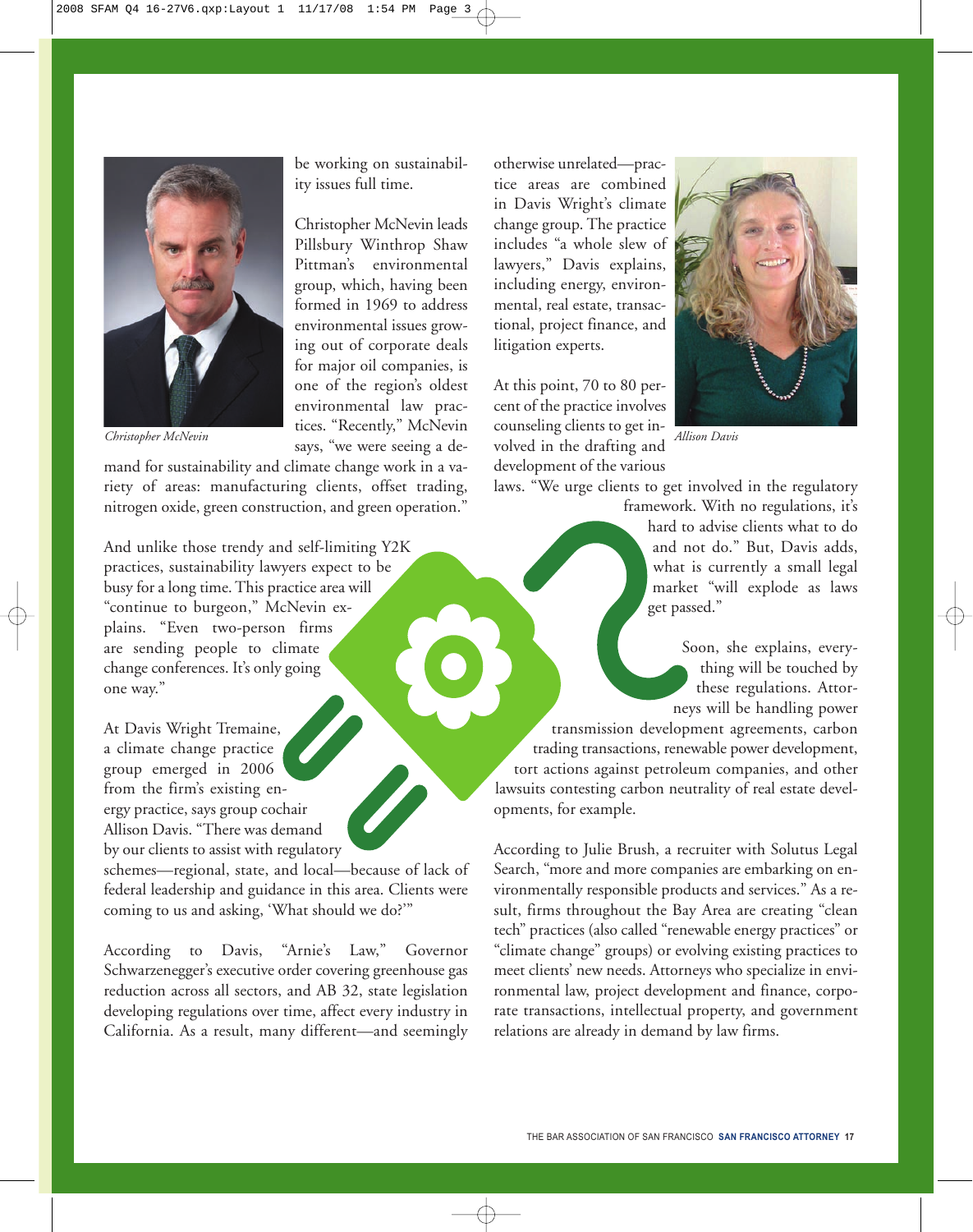be working on sustainability issues full time.

Christopher McNevin leads Pillsbury Winthrop Shaw Pittman's environmental group, which, having been formed in 1969 to address environmental issues growing out of corporate deals for major oil companies, is one of the region's oldest environmental law practices. "Recently," McNevin says, "we were seeing a demand for sustainability and climate change work in a variety of areas: manufacturing clients, offset trading, nitrogen oxide, green construction, and green operation."

*Christopher McNevin*

And unlike those trendy and self-limiting Y2K practices, sustainability lawyers expect to be busy for a long time. This practice area will "continue to burgeon," McNevin explains. "Even two-person firms are sending people to climate change conferences. It's only going one way."

At Davis Wright Tremaine, a climate change practice group emerged in 2006 from the firm's existing energy practice, says group cochair Allison Davis. "There was demand by our clients to assist with regulatory schemes—regional, state, and local—because of lack of federal leadership and guidance in this area. Clients were coming to us and asking, 'What should we do?'"

According to Davis, "Arnie's Law," Governor Schwarzenegger's executive order covering greenhouse gas reduction across all sectors, and AB 32, state legislation developing regulations over time, affect every industry in California. As a result, many different—and seemingly otherwise unrelated—practice areas are combined in Davis Wright's climate change group. The practice includes "a whole slew of lawyers," Davis explains, including energy, environmental, real estate, transactional, project finance, and litigation experts.

*Allison Davis*

At this point, 70 to 80 percent of the practice involves counseling clients to get involved in the drafting and development of the various laws. "We urge clients to get involved in the regulatory framework. With no regulations, it's hard to advise clients what to do and not do." But, Davis adds, what is currently a small legal market "will explode as laws get passed."

Soon, she explains, everything will be touched by these regulations. Attorneys will be handling power transmission development agreements, carbon trading transactions, renewable power development, tort actions against petroleum companies, and other lawsuits contesting carbon neutrality of real estate developments, for example.

According to Julie Brush, a recruiter with Solutus Legal Search, "more and more companies are embarking on environmentally responsible products and services." As a result, firms throughout the Bay Area are creating "clean tech" practices (also called "renewable energy practices" or "climate change" groups) or evolving existing practices to meet clients' new needs. Attorneys who specialize in environmental law, project development and finance, corporate transactions, intellectual property, and government relations are already in demand by law firms.